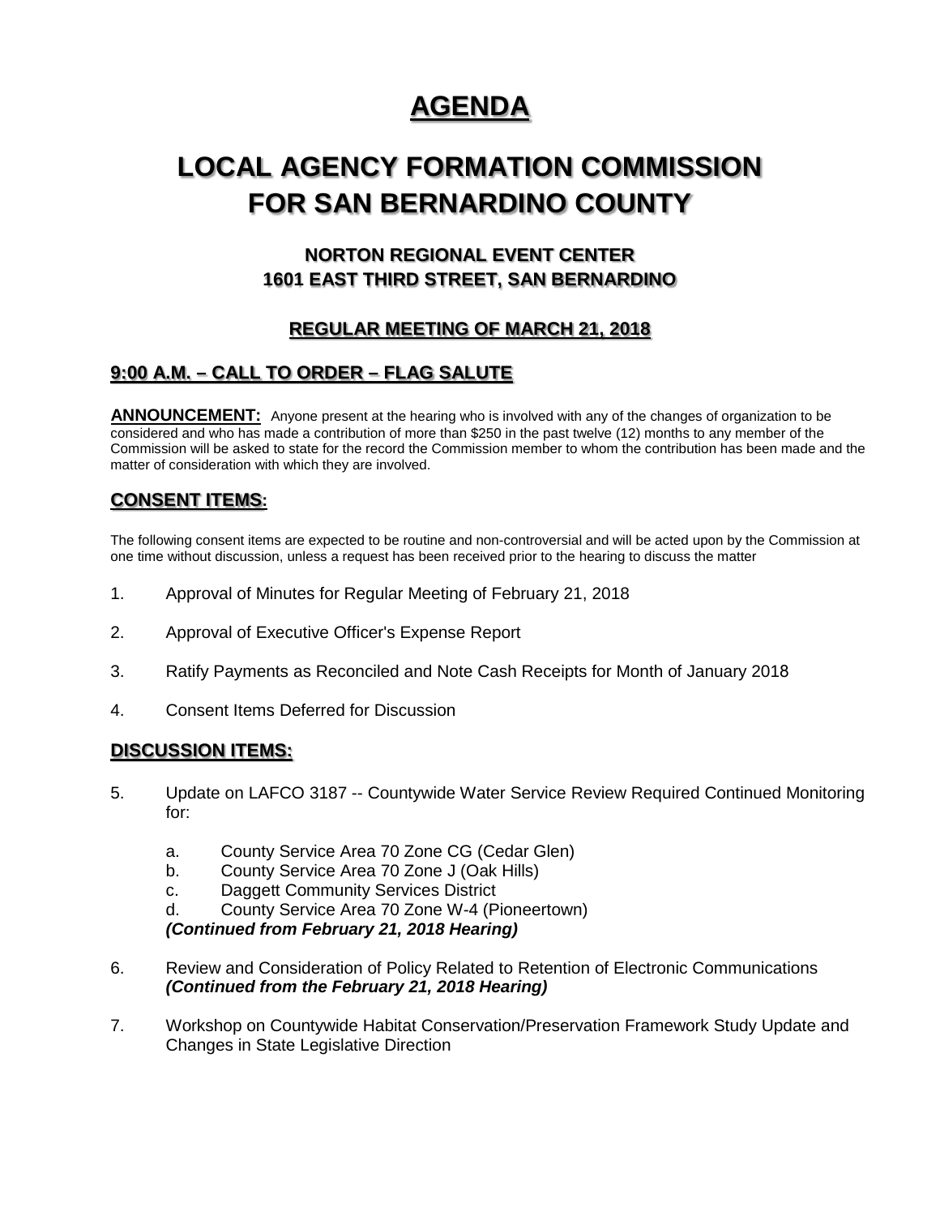# AGENDA

# LOCAL AGENCY FORMATION COMMISSION FOR SAN BERNARDINO COUNTY

### NORTON REGIONAL EVENT CENTER
### 1601 EAST THIRD STREET, SAN BERNARDINO

### REGULAR MEETING OF MARCH 21, 2018

## 9:00 A.M. – CALL TO ORDER – FLAG SALUTE

**ANNOUNCEMENT:** Anyone present at the hearing who is involved with any of the changes of organization to be considered and who has made a contribution of more than $250 in the past twelve (12) months to any member of the Commission will be asked to state for the record the Commission member to whom the contribution has been made and the matter of consideration with which they are involved.

## CONSENT ITEMS:

The following consent items are expected to be routine and non-controversial and will be acted upon by the Commission at one time without discussion, unless a request has been received prior to the hearing to discuss the matter

1. Approval of Minutes for Regular Meeting of February 21, 2018
2. Approval of Executive Officer's Expense Report
3. Ratify Payments as Reconciled and Note Cash Receipts for Month of January 2018
4. Consent Items Deferred for Discussion

## DISCUSSION ITEMS:

5. Update on LAFCO 3187 -- Countywide Water Service Review Required Continued Monitoring for:
   a. County Service Area 70 Zone CG (Cedar Glen)
   b. County Service Area 70 Zone J (Oak Hills)
   c. Daggett Community Services District
   d. County Service Area 70 Zone W-4 (Pioneertown)

   ***(Continued from February 21, 2018 Hearing)***

6. Review and Consideration of Policy Related to Retention of Electronic Communications ***(Continued from the February 21, 2018 Hearing)***

7. Workshop on Countywide Habitat Conservation/Preservation Framework Study Update and Changes in State Legislative Direction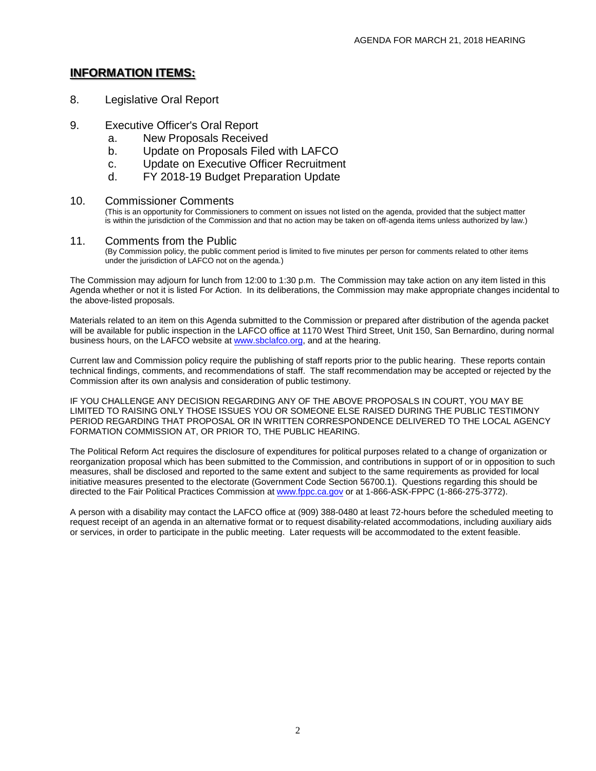## INFORMATION ITEMS:

8. Legislative Oral Report

9. Executive Officer's Oral Report
   a. New Proposals Received
   b. Update on Proposals Filed with LAFCO
   c. Update on Executive Officer Recruitment
   d. FY 2018-19 Budget Preparation Update

10. Commissioner Comments
    (This is an opportunity for Commissioners to comment on issues not listed on the agenda, provided that the subject matter is within the jurisdiction of the Commission and that no action may be taken on off-agenda items unless authorized by law.)

11. Comments from the Public
    (By Commission policy, the public comment period is limited to five minutes per person for comments related to other items under the jurisdiction of LAFCO not on the agenda.)

The Commission may adjourn for lunch from 12:00 to 1:30 p.m. The Commission may take action on any item listed in this Agenda whether or not it is listed For Action. In its deliberations, the Commission may make appropriate changes incidental to the above-listed proposals.

Materials related to an item on this Agenda submitted to the Commission or prepared after distribution of the agenda packet will be available for public inspection in the LAFCO office at 1170 West Third Street, Unit 150, San Bernardino, during normal business hours, on the LAFCO website at www.sbclafco.org, and at the hearing.

Current law and Commission policy require the publishing of staff reports prior to the public hearing. These reports contain technical findings, comments, and recommendations of staff. The staff recommendation may be accepted or rejected by the Commission after its own analysis and consideration of public testimony.

IF YOU CHALLENGE ANY DECISION REGARDING ANY OF THE ABOVE PROPOSALS IN COURT, YOU MAY BE LIMITED TO RAISING ONLY THOSE ISSUES YOU OR SOMEONE ELSE RAISED DURING THE PUBLIC TESTIMONY PERIOD REGARDING THAT PROPOSAL OR IN WRITTEN CORRESPONDENCE DELIVERED TO THE LOCAL AGENCY FORMATION COMMISSION AT, OR PRIOR TO, THE PUBLIC HEARING.

The Political Reform Act requires the disclosure of expenditures for political purposes related to a change of organization or reorganization proposal which has been submitted to the Commission, and contributions in support of or in opposition to such measures, shall be disclosed and reported to the same extent and subject to the same requirements as provided for local initiative measures presented to the electorate (Government Code Section 56700.1). Questions regarding this should be directed to the Fair Political Practices Commission at www.fppc.ca.gov or at 1-866-ASK-FPPC (1-866-275-3772).

A person with a disability may contact the LAFCO office at (909) 388-0480 at least 72-hours before the scheduled meeting to request receipt of an agenda in an alternative format or to request disability-related accommodations, including auxiliary aids or services, in order to participate in the public meeting. Later requests will be accommodated to the extent feasible.